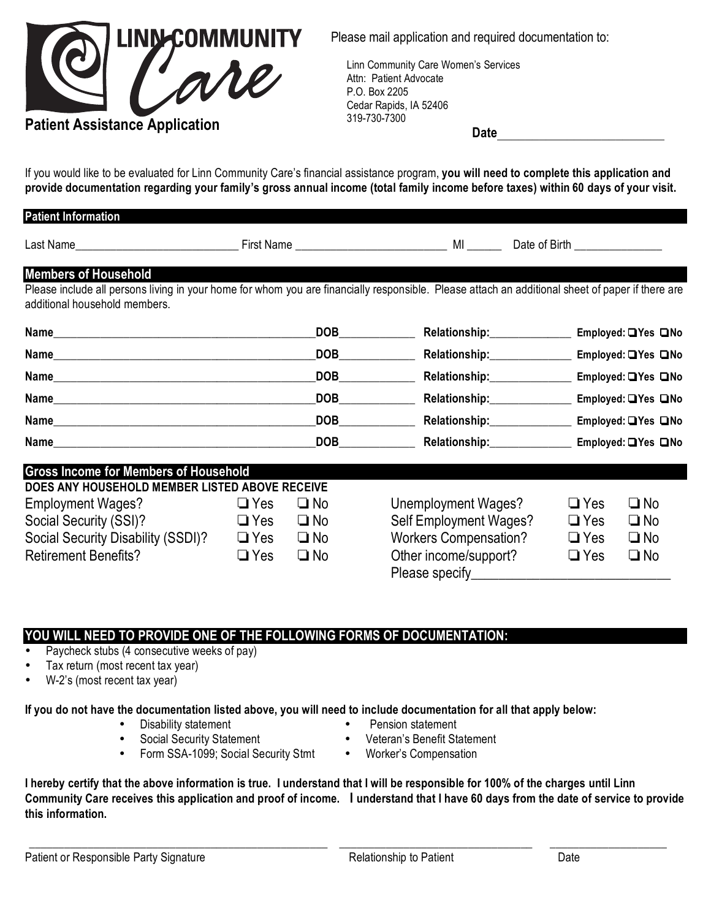# LINN COMMUNITY Care

## Patient Assistance Application

Please mail application and required documentation to:

Linn Community Care Women's Services
Attn: Patient Advocate
P.O. Box 2205
Cedar Rapids, IA 52406
319-730-7300

**Date**___________________________

If you would like to be evaluated for Linn Community Care's financial assistance program, **you will need to complete this application and provide documentation regarding your family's gross annual income (total family income before taxes) within 60 days of your visit.**

## Patient Information

Last Name___________________________ First Name _________________________ MI ______ Date of Birth _______________

## Members of Household

Please include all persons living in your home for whom you are financially responsible. Please attach an additional sheet of paper if there are additional household members.

| Name | DOB | Relationship: | Employed: |
|---|---|---|---|
| | | | ❑Yes ❑No |
| | | | ❑Yes ❑No |
| | | | ❑Yes ❑No |
| | | | ❑Yes ❑No |
| | | | ❑Yes ❑No |
| | | | ❑Yes ❑No |

## Gross Income for Members of Household

**DOES ANY HOUSEHOLD MEMBER LISTED ABOVE RECEIVE**

| | | | | | |
|---|---|---|---|---|---|
| Employment Wages? | ❑ Yes | ❑ No | Unemployment Wages? | ❑ Yes | ❑ No |
| Social Security (SSI)? | ❑ Yes | ❑ No | Self Employment Wages? | ❑ Yes | ❑ No |
| Social Security Disability (SSDI)? | ❑ Yes | ❑ No | Workers Compensation? | ❑ Yes | ❑ No |
| Retirement Benefits? | ❑ Yes | ❑ No | Other income/support? | ❑ Yes | ❑ No |

Please specify_____________________________

## YOU WILL NEED TO PROVIDE ONE OF THE FOLLOWING FORMS OF DOCUMENTATION:

- Paycheck stubs (4 consecutive weeks of pay)
- Tax return (most recent tax year)
- W-2's (most recent tax year)

**If you do not have the documentation listed above, you will need to include documentation for all that apply below:**

- Disability statement
- Social Security Statement
- Form SSA-1099; Social Security Stmt
- Pension statement
- Veteran's Benefit Statement
- Worker's Compensation

**I hereby certify that the above information is true. I understand that I will be responsible for 100% of the charges until Linn Community Care receives this application and proof of income. I understand that I have 60 days from the date of service to provide this information.**

_______________________________________ _______________________________ ____________________

Patient or Responsible Party Signature | Relationship to Patient | Date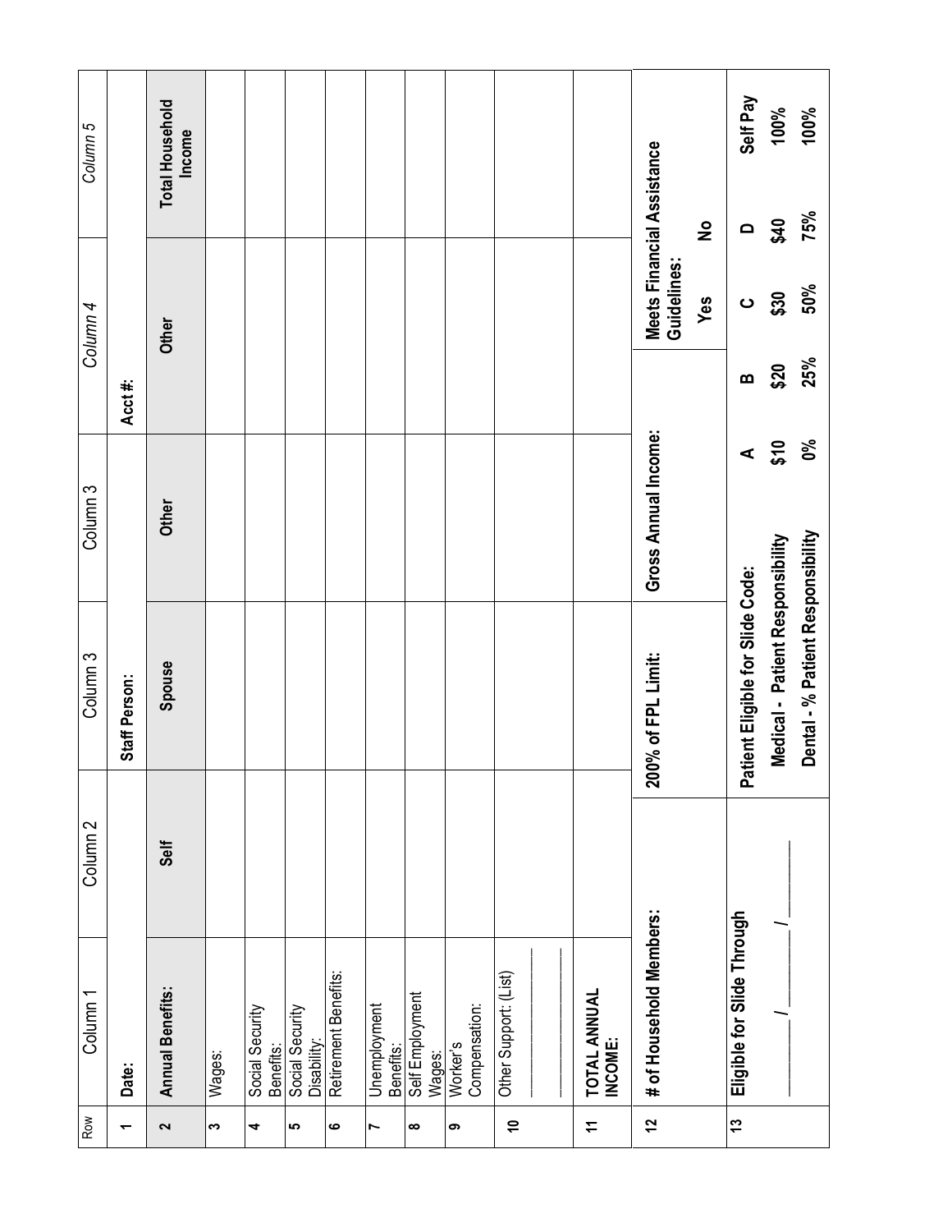| Row | Column 1 | Column 2 | Column 3 | Column 3 | Column 4 | Column 5 |
|---|---|---|---|---|---|---|
| 1 | Date: | | Staff Person: | | Acct #: | |
| 2 | **Annual Benefits:** | **Self** | **Spouse** | **Other** | **Other** | **Total Household Income** |
| 3 | Wages: | | | | | |
| 4 | Social Security Benefits: | | | | | |
| 5 | Social Security Disability: | | | | | |
| 6 | Retirement Benefits: | | | | | |
| 7 | Unemployment Benefits: | | | | | |
| 8 | Self Employment Wages: | | | | | |
| 9 | Worker's Compensation: | | | | | |
| 10 | Other Support: (List) ______ ______ | | | | | |
| 11 | **TOTAL ANNUAL INCOME:** | | | | | |
| 12 | **# of Household Members:** | | **200% of FPL Limit:** | **Gross Annual Income:** | **Meets Financial Assistance Guidelines:** **Yes** **No** | |
| 13 | **Eligible for Slide Through** ______ / ______ / ______ | | **Patient Eligible for Slide Code:** | **A** | **B** **C** | **D** **Self Pay** |
| | | | **Medical - Patient Responsibility** | **$10** | **$20** **$30** | **$40** **100%** |
| | | | **Dental - % Patient Responsibility** | **0%** | **25%** **50%** | **75%** **100%** |